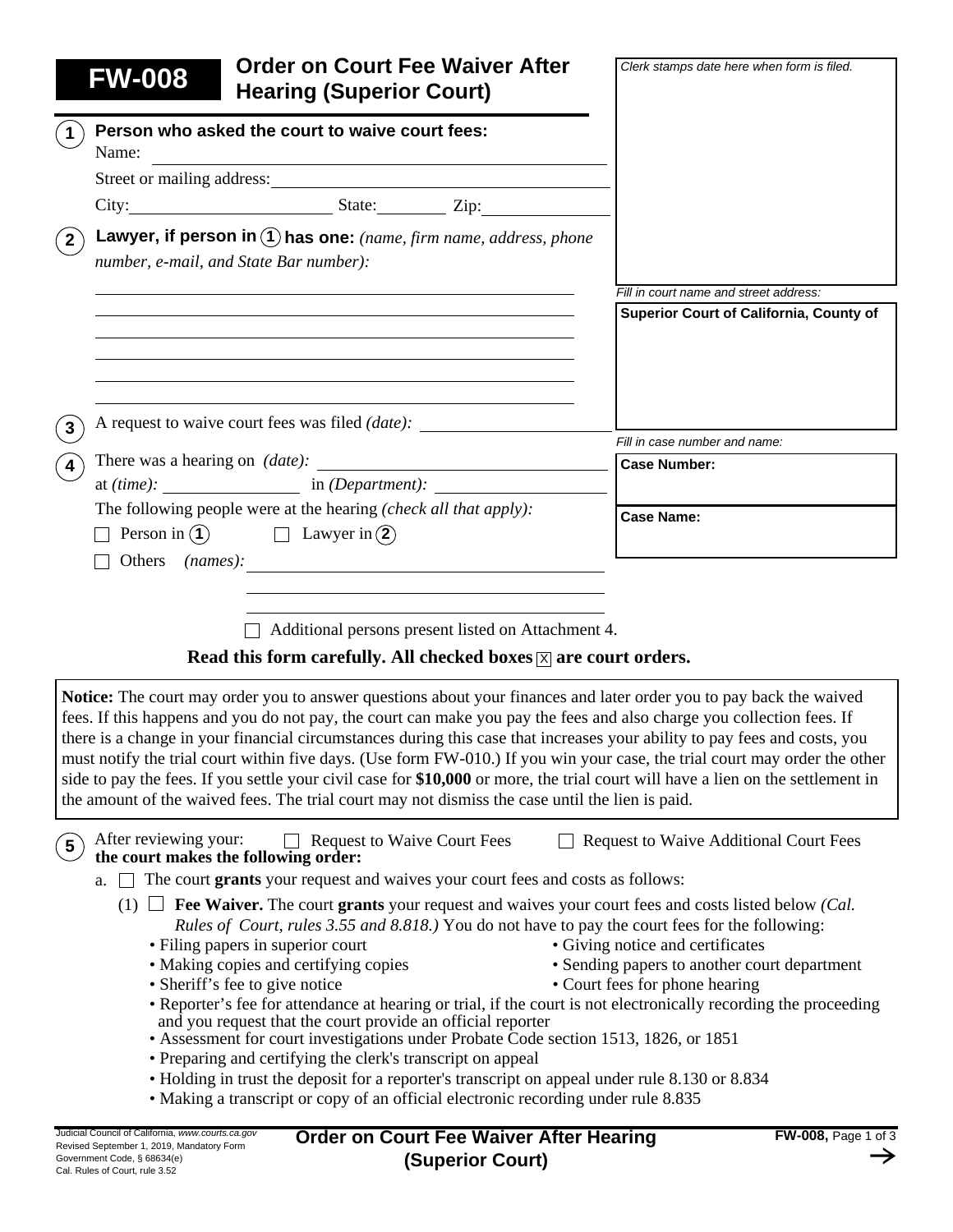# FW-008 Order on Court Fee Waiver After Hearing (Superior Court)

*Clerk stamps date here when form is filed.*

*Fill in court name and street address:*

**Superior Court of California, County of**

*Fill in case number and name:*

**Case Number:**

**Case Name:**

**(1) Person who asked the court to waive court fees:**

Name: ______________________

Street or mailing address: ______________________

City: __________ State: ______ Zip: __________

**(2) Lawyer, if person in (1) has one:** *(name, firm name, address, phone number, e-mail, and State Bar number):*

______________________

**(3)** A request to waive court fees was filed *(date):* __________

**(4)** There was a hearing on *(date):* __________ at *(time):* __________ in *(Department):* __________

The following people were at the hearing *(check all that apply):*

☐ Person in (1)  ☐ Lawyer in (2)

☐ Others *(names):* ______________________

☐ Additional persons present listed on Attachment 4.

**Read this form carefully. All checked boxes ☒ are court orders.**

**Notice:** The court may order you to answer questions about your finances and later order you to pay back the waived fees. If this happens and you do not pay, the court can make you pay the fees and also charge you collection fees. If there is a change in your financial circumstances during this case that increases your ability to pay fees and costs, you must notify the trial court within five days. (Use form FW-010.) If you win your case, the trial court may order the other side to pay the fees. If you settle your civil case for **$10,000** or more, the trial court will have a lien on the settlement in the amount of the waived fees. The trial court may not dismiss the case until the lien is paid.

**(5)** After reviewing your: ☐ Request to Waive Court Fees ☐ Request to Waive Additional Court Fees **the court makes the following order:**

a. ☐ The court **grants** your request and waives your court fees and costs as follows:

(1) ☐ **Fee Waiver.** The court **grants** your request and waives your court fees and costs listed below *(Cal. Rules of Court, rules 3.55 and 8.818.)* You do not have to pay the court fees for the following:

- Filing papers in superior court
- Making copies and certifying copies
- Sheriff's fee to give notice
- Giving notice and certificates
- Sending papers to another court department
- Court fees for phone hearing
- Reporter's fee for attendance at hearing or trial, if the court is not electronically recording the proceeding and you request that the court provide an official reporter
- Assessment for court investigations under Probate Code section 1513, 1826, or 1851
- Preparing and certifying the clerk's transcript on appeal
- Holding in trust the deposit for a reporter's transcript on appeal under rule 8.130 or 8.834
- Making a transcript or copy of an official electronic recording under rule 8.835

Judicial Council of California, *www.courts.ca.gov*
Revised September 1, 2019, Mandatory Form
Government Code, § 68634(e)
Cal. Rules of Court, rule 3.52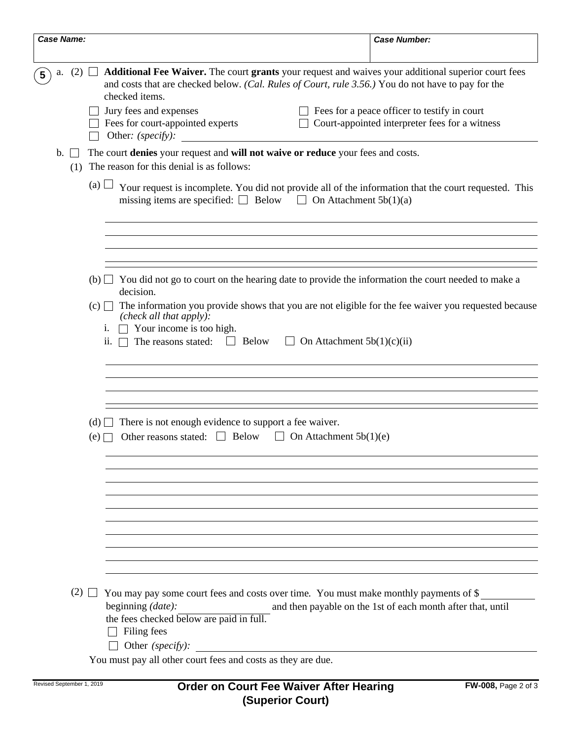| **Case Name:** | **Case Number:** |
|---|---|

**5** a. (2) ☐ **Additional Fee Waiver.** The court **grants** your request and waives your additional superior court fees and costs that are checked below. *(Cal. Rules of Court, rule 3.56.)* You do not have to pay for the checked items.

- ☐ Jury fees and expenses
- ☐ Fees for a peace officer to testify in court
- ☐ Fees for court-appointed experts
- ☐ Court-appointed interpreter fees for a witness
- ☐ Other*: (specify):* ____________________

b. ☐ The court **denies** your request and **will not waive or reduce** your fees and costs.

(1) The reason for this denial is as follows:

(a) ☐ Your request is incomplete. You did not provide all of the information that the court requested. This missing items are specified: ☐ Below ☐ On Attachment 5b(1)(a)

____________________

(b) ☐ You did not go to court on the hearing date to provide the information the court needed to make a decision.

(c) ☐ The information you provide shows that you are not eligible for the fee waiver you requested because *(check all that apply):*

i. ☐ Your income is too high.

ii. ☐ The reasons stated: ☐ Below ☐ On Attachment 5b(1)(c)(ii)

____________________

(d) ☐ There is not enough evidence to support a fee waiver.

(e) ☐ Other reasons stated: ☐ Below ☐ On Attachment 5b(1)(e)

____________________

(2) ☐ You may pay some court fees and costs over time*.* You must make monthly payments of $ ________ beginning *(date):* ________ and then payable on the 1st of each month after that, until the fees checked below are paid in full.

- ☐ Filing fees
- ☐ Other *(specify):* ____________________

You must pay all other court fees and costs as they are due.

Revised September 1, 2019

**Order on Court Fee Waiver After Hearing (Superior Court)**

**FW-008,**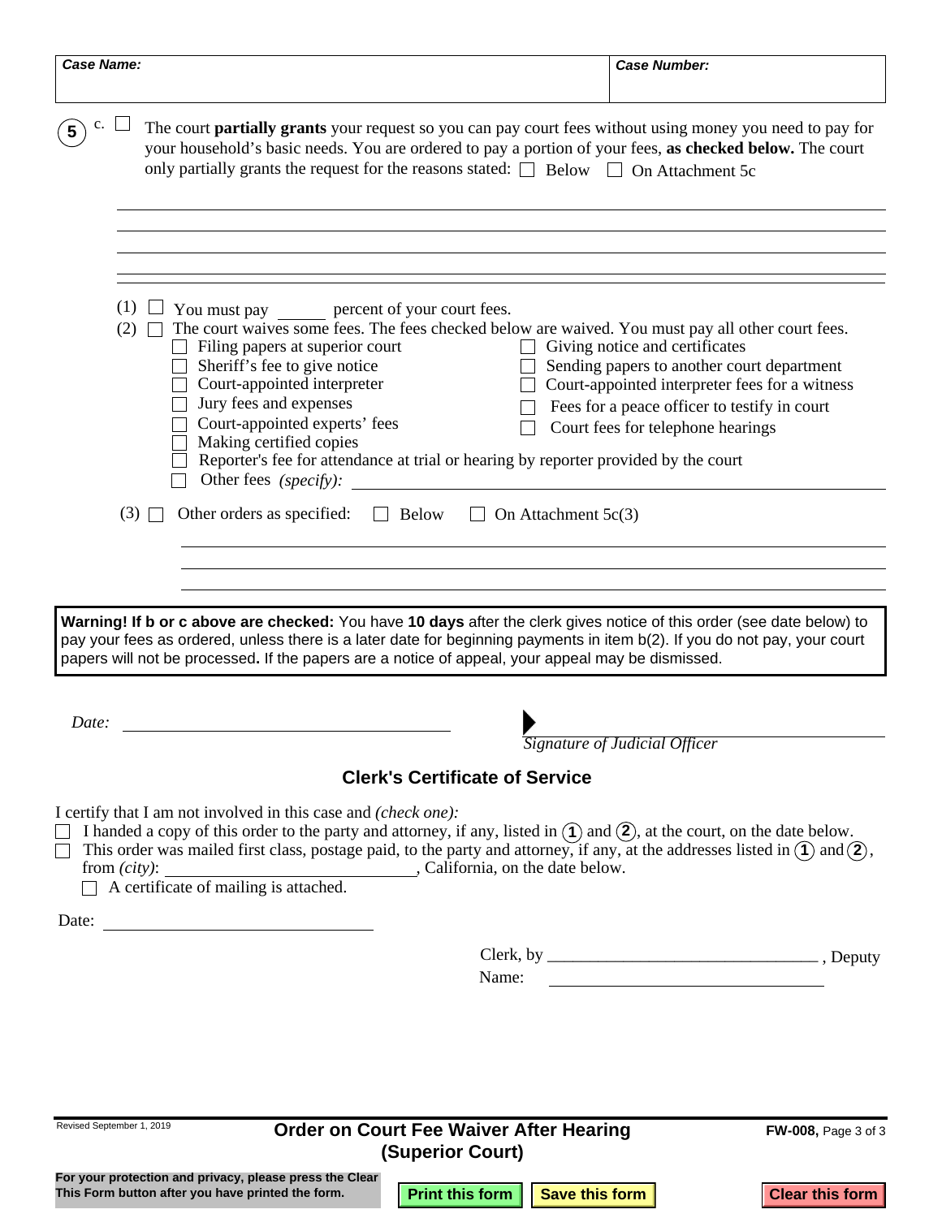| Case Name: | Case Number: |
| --- | --- |
| | |

**5** c. ☐ The court **partially grants** your request so you can pay court fees without using money you need to pay for your household's basic needs. You are ordered to pay a portion of your fees, **as checked below.** The court only partially grants the request for the reasons stated: ☐ Below ☐ On Attachment 5c

______________________________________________________________

______________________________________________________________

______________________________________________________________

______________________________________________________________

(1) ☐ You must pay ______ percent of your court fees.

(2) ☐ The court waives some fees. The fees checked below are waived. You must pay all other court fees.

- ☐ Filing papers at superior court
- ☐ Sheriff's fee to give notice
- ☐ Court-appointed interpreter
- ☐ Jury fees and expenses
- ☐ Court-appointed experts' fees
- ☐ Making certified copies
- ☐ Giving notice and certificates
- ☐ Sending papers to another court department
- ☐ Court-appointed interpreter fees for a witness
- ☐ Fees for a peace officer to testify in court
- ☐ Court fees for telephone hearings
- ☐ Reporter's fee for attendance at trial or hearing by reporter provided by the court
- ☐ Other fees *(specify)*: ______________________________

(3) ☐ Other orders as specified: ☐ Below ☐ On Attachment 5c(3)

______________________________________________________________

______________________________________________________________

______________________________________________________________

**Warning! If b or c above are checked:** You have **10 days** after the clerk gives notice of this order (see date below) to pay your fees as ordered, unless there is a later date for beginning payments in item b(2). If you do not pay, your court papers will not be processed**.** If the papers are a notice of appeal, your appeal may be dismissed.

*Date:* ______________________________

▶ ______________________________
*Signature of Judicial Officer*

## Clerk's Certificate of Service

I certify that I am not involved in this case and *(check one):*

☐ I handed a copy of this order to the party and attorney, if any, listed in (1) and (2), at the court, on the date below.

☐ This order was mailed first class, postage paid, to the party and attorney, if any, at the addresses listed in (1) and (2), from *(city)*: ______________________________, California, on the date below.

☐ A certificate of mailing is attached.

Date: ______________________________

Clerk, by ______________________________, Deputy

Name: ______________________________

Revised September 1, 2019

**Order on Court Fee Waiver After Hearing (Superior Court)**

**FW-008,** Page 3 of 3

**For your protection and privacy, please press the Clear This Form button after you have printed the form.**

Print this form | Save this form | Clear this form